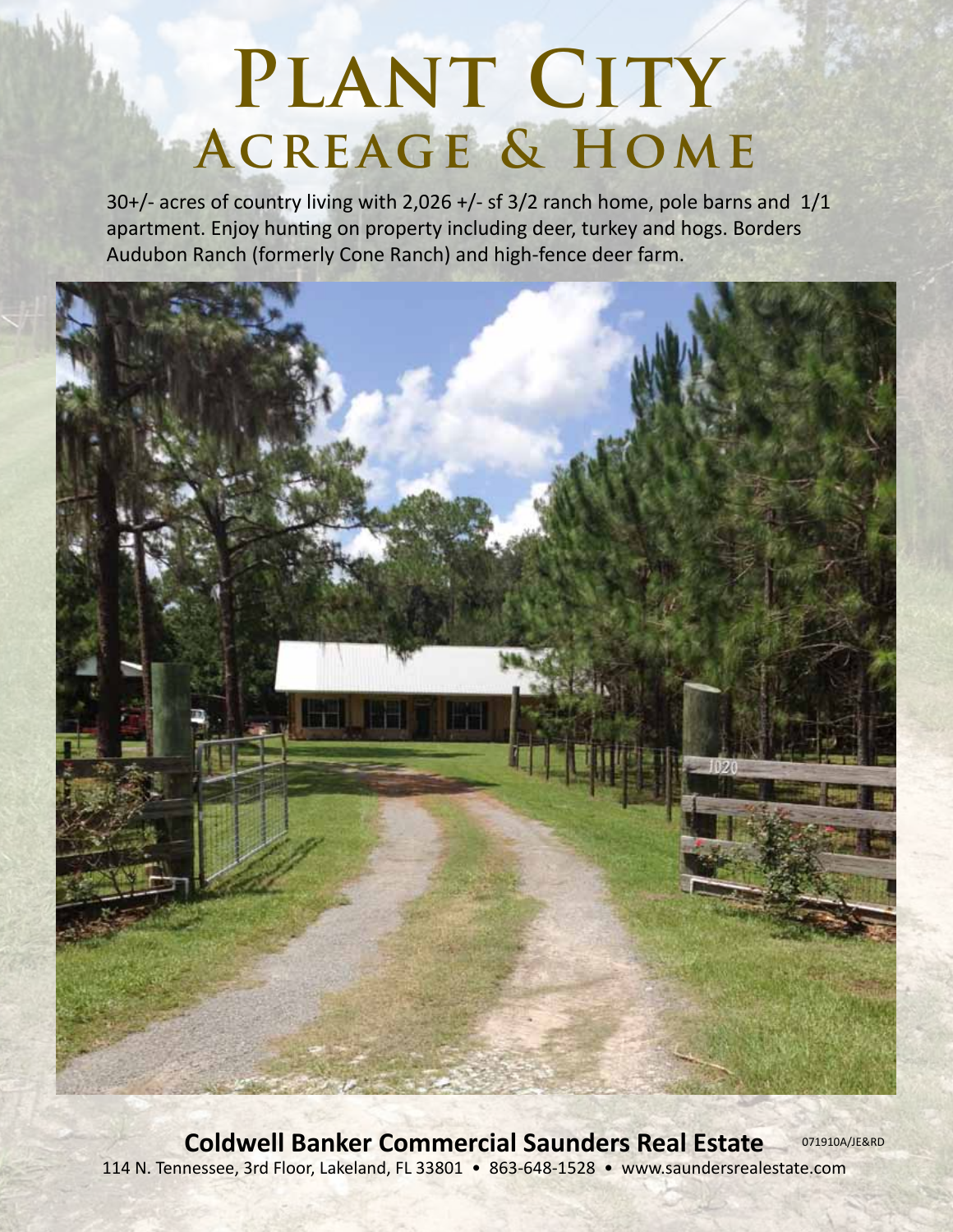# Plant City
## Acreage & Home

30+/- acres of country living with 2,026 +/- sf 3/2 ranch home, pole barns and 1/1 apartment. Enjoy hunting on property including deer, turkey and hogs. Borders Audubon Ranch (formerly Cone Ranch) and high-fence deer farm.

**Coldwell Banker Commercial Saunders Real Estate** 071910A/JE&RD

114 N. Tennessee, 3rd Floor, Lakeland, FL 33801 • 863-648-1528 • www.saundersrealestate.com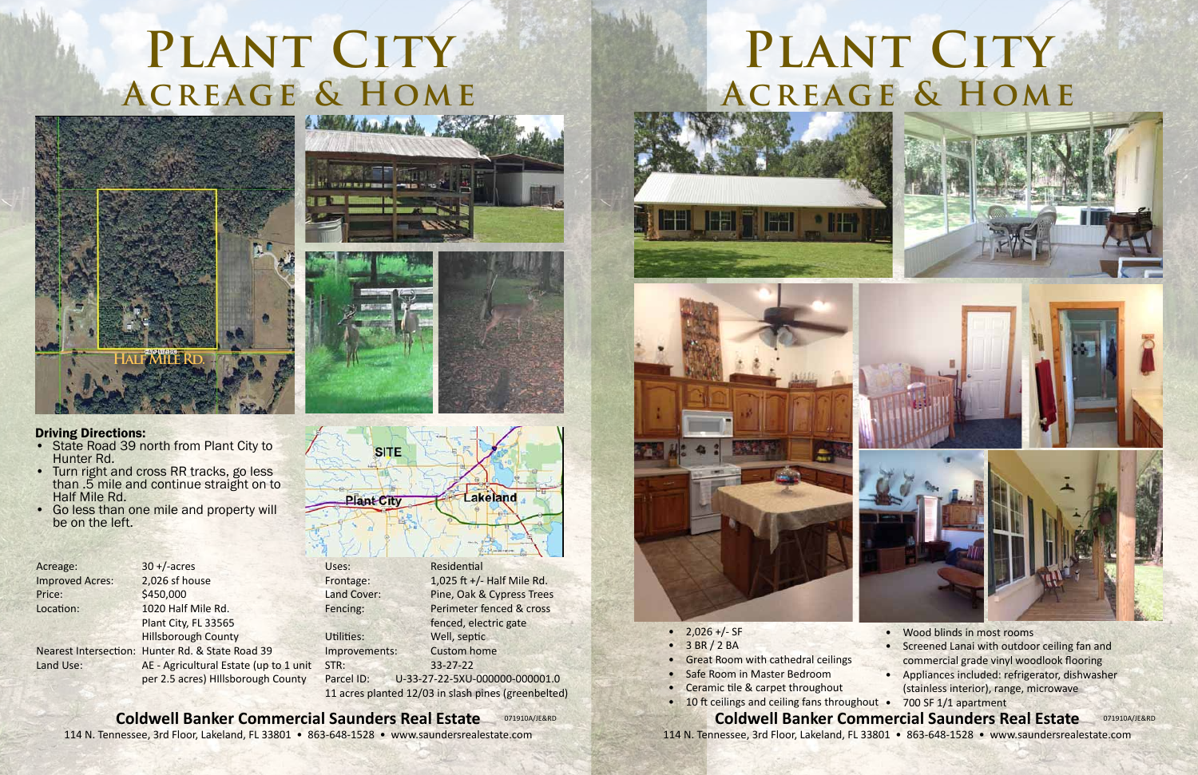# Plant City
## Acreage & Home

HALF MILE RD.

### Driving Directions:

- State Road 39 north from Plant City to Hunter Rd.
- Turn right and cross RR tracks, go less than .5 mile and continue straight on to Half Mile Rd.
- Go less than one mile and property will be on the left.

| | |
|---|---|
| Acreage: | 30 +/-acres |
| Improved Acres: | 2,026 sf house |
| Price: | $450,000 |
| Location: | 1020 Half Mile Rd. Plant City, FL 33565 Hillsborough County |
| Nearest Intersection: | Hunter Rd. & State Road 39 |
| Land Use: | AE - Agricultural Estate (up to 1 unit per 2.5 acres) HIllsborough County |
| Uses: | Residential |
| Frontage: | 1,025 ft +/- Half Mile Rd. |
| Land Cover: | Pine, Oak & Cypress Trees |
| Fencing: | Perimeter fenced & cross fenced, electric gate |
| Utilities: | Well, septic |
| Improvements: | Custom home |
| STR: | 33-27-22 |
| Parcel ID: | U-33-27-22-5XU-000000-000001.0 |

11 acres planted 12/03 in slash pines (greenbelted)

**Coldwell Banker Commercial Saunders Real Estate** 071910A/JE&RD

114 N. Tennessee, 3rd Floor, Lakeland, FL 33801 • 863-648-1528 • www.saundersrealestate.com

# Plant City
## Acreage & Home

- 2,026 +/- SF
- 3 BR / 2 BA
- Great Room with cathedral ceilings
- Safe Room in Master Bedroom
- Ceramic tile & carpet throughout
- 10 ft ceilings and ceiling fans throughout
- Wood blinds in most rooms
- Screened Lanai with outdoor ceiling fan and commercial grade vinyl woodlook flooring
- Appliances included: refrigerator, dishwasher (stainless interior), range, microwave
- 700 SF 1/1 apartment

**Coldwell Banker Commercial Saunders Real Estate** 071910A/JE&RD

114 N. Tennessee, 3rd Floor, Lakeland, FL 33801 • 863-648-1528 • www.saundersrealestate.com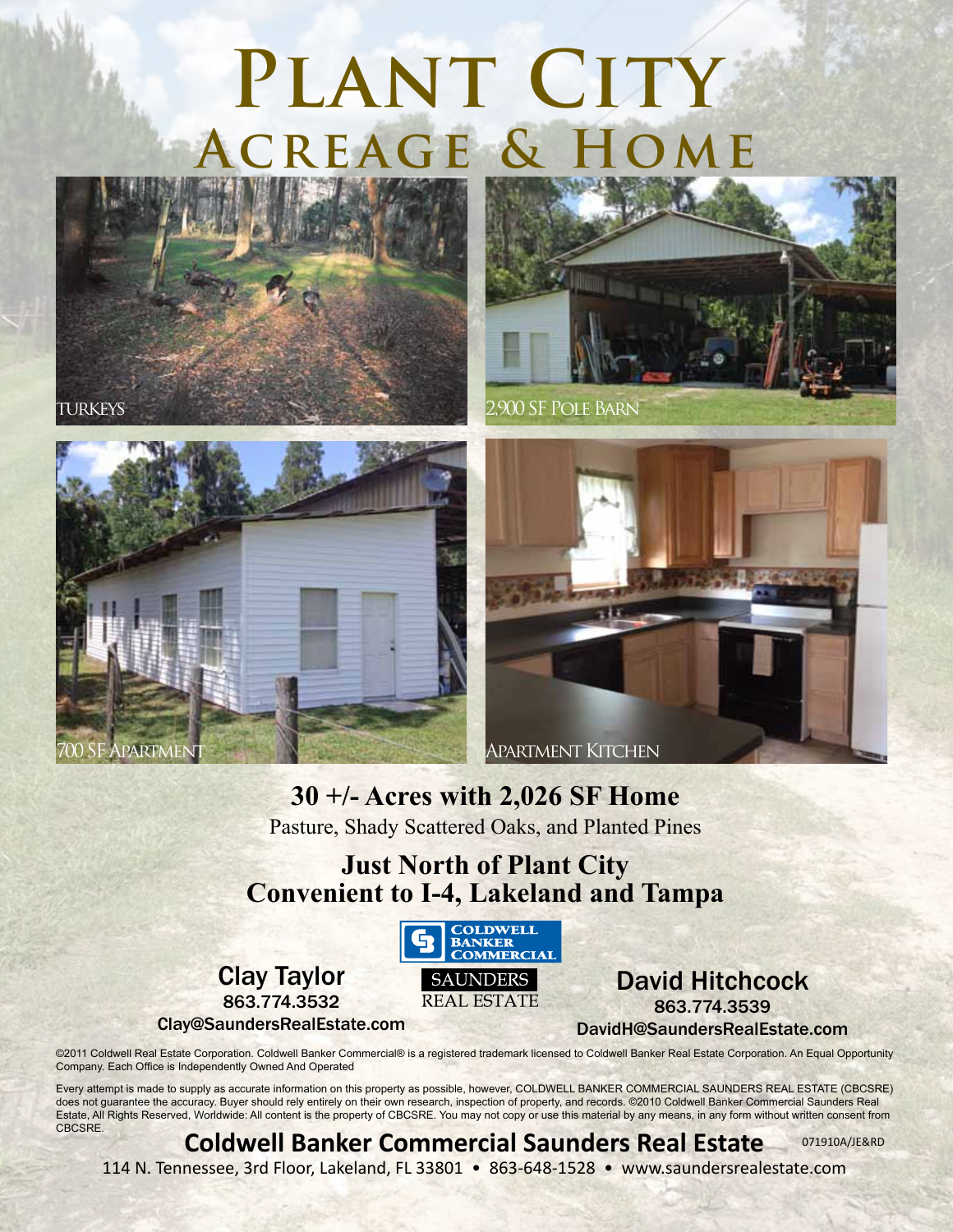# Plant City

## Acreage & Home

Turkeys

2,900 SF Pole Barn

700 SF Apartment

Apartment Kitchen

**30 +/- Acres with 2,026 SF Home**

Pasture, Shady Scattered Oaks, and Planted Pines

**Just North of Plant City**
**Convenient to I-4, Lakeland and Tampa**

COLDWELL BANKER COMMERCIAL
SAUNDERS REAL ESTATE

**Clay Taylor**
863.774.3532
Clay@SaundersRealEstate.com

**David Hitchcock**
863.774.3539
DavidH@SaundersRealEstate.com

©2011 Coldwell Real Estate Corporation. Coldwell Banker Commercial® is a registered trademark licensed to Coldwell Banker Real Estate Corporation. An Equal Opportunity Company. Each Office is Independently Owned And Operated

Every attempt is made to supply as accurate information on this property as possible, however, COLDWELL BANKER COMMERCIAL SAUNDERS REAL ESTATE (CBCSRE) does not guarantee the accuracy. Buyer should rely entirely on their own research, inspection of property, and records. ©2010 Coldwell Banker Commercial Saunders Real Estate, All Rights Reserved, Worldwide: All content is the property of CBCSRE. You may not copy or use this material by any means, in any form without written consent from CBCSRE.

**Coldwell Banker Commercial Saunders Real Estate** 071910A/JE&RD

114 N. Tennessee, 3rd Floor, Lakeland, FL 33801 • 863-648-1528 • www.saundersrealestate.com